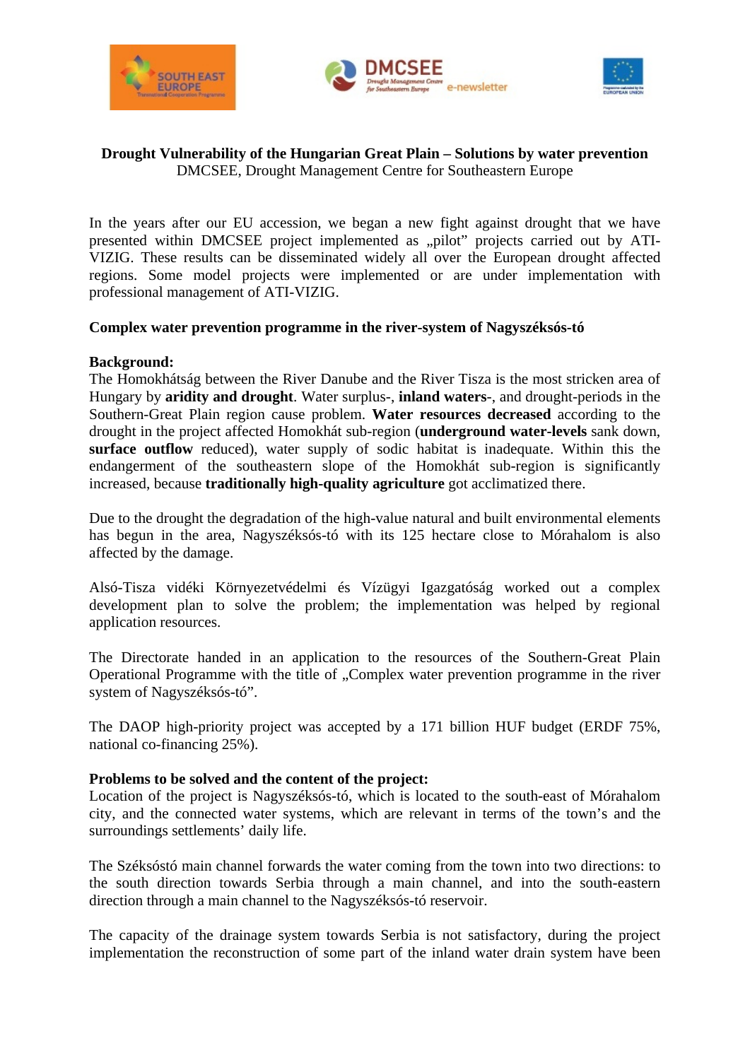**Drought Vulnerability of the Hungarian Great Plain – Solutions by water prevention**
DMCSEE, Drought Management Centre for Southeastern Europe

In the years after our EU accession, we began a new fight against drought that we have presented within DMCSEE project implemented as „pilot” projects carried out by ATI-VIZIG. These results can be disseminated widely all over the European drought affected regions. Some model projects were implemented or are under implementation with professional management of ATI-VIZIG.

**Complex water prevention programme in the river-system of Nagyszéksós-tó**

**Background:**
The Homokhátság between the River Danube and the River Tisza is the most stricken area of Hungary by **aridity and drought**. Water surplus-, **inland waters**-, and drought-periods in the Southern-Great Plain region cause problem. **Water resources decreased** according to the drought in the project affected Homokhát sub-region (**underground water-levels** sank down, **surface outflow** reduced), water supply of sodic habitat is inadequate. Within this the endangerment of the southeastern slope of the Homokhát sub-region is significantly increased, because **traditionally high-quality agriculture** got acclimatized there.

Due to the drought the degradation of the high-value natural and built environmental elements has begun in the area, Nagyszéksós-tó with its 125 hectare close to Mórahalom is also affected by the damage.

Alsó-Tisza vidéki Környezetvédelmi és Vízügyi Igazgatóság worked out a complex development plan to solve the problem; the implementation was helped by regional application resources.

The Directorate handed in an application to the resources of the Southern-Great Plain Operational Programme with the title of „Complex water prevention programme in the river system of Nagyszéksós-tó”.

The DAOP high-priority project was accepted by a 171 billion HUF budget (ERDF 75%, national co-financing 25%).

**Problems to be solved and the content of the project:**
Location of the project is Nagyszéksós-tó, which is located to the south-east of Mórahalom city, and the connected water systems, which are relevant in terms of the town’s and the surroundings settlements’ daily life.

The Széksóstó main channel forwards the water coming from the town into two directions: to the south direction towards Serbia through a main channel, and into the south-eastern direction through a main channel to the Nagyszéksós-tó reservoir.

The capacity of the drainage system towards Serbia is not satisfactory, during the project implementation the reconstruction of some part of the inland water drain system have been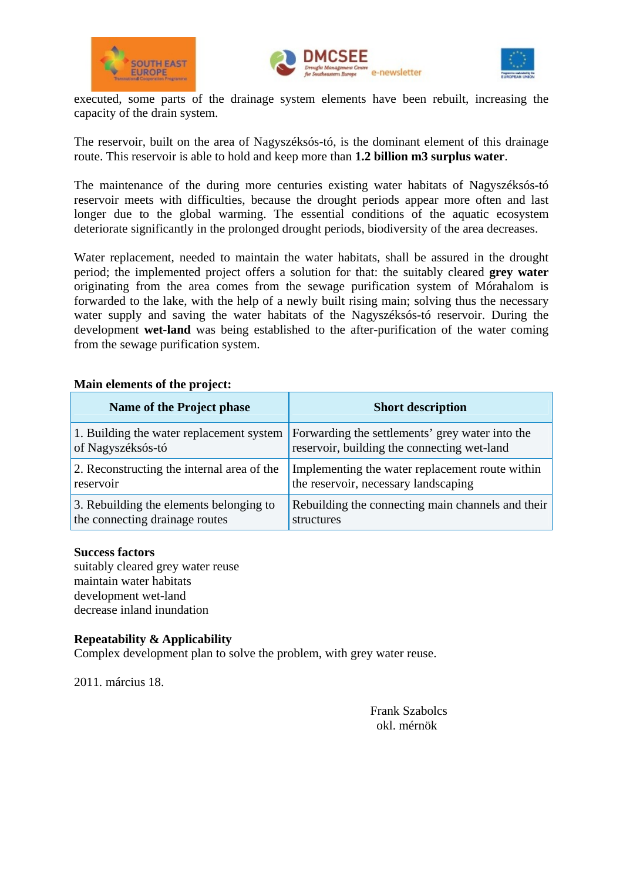executed, some parts of the drainage system elements have been rebuilt, increasing the capacity of the drain system.

The reservoir, built on the area of Nagyszéksós-tó, is the dominant element of this drainage route. This reservoir is able to hold and keep more than **1.2 billion m3 surplus water**.

The maintenance of the during more centuries existing water habitats of Nagyszéksós-tó reservoir meets with difficulties, because the drought periods appear more often and last longer due to the global warming. The essential conditions of the aquatic ecosystem deteriorate significantly in the prolonged drought periods, biodiversity of the area decreases.

Water replacement, needed to maintain the water habitats, shall be assured in the drought period; the implemented project offers a solution for that: the suitably cleared **grey water** originating from the area comes from the sewage purification system of Mórahalom is forwarded to the lake, with the help of a newly built rising main; solving thus the necessary water supply and saving the water habitats of the Nagyszéksós-tó reservoir. During the development **wet-land** was being established to the after-purification of the water coming from the sewage purification system.

**Main elements of the project:**

| Name of the Project phase | Short description |
|---|---|
| 1. Building the water replacement system of Nagyszéksós-tó | Forwarding the settlements' grey water into the reservoir, building the connecting wet-land |
| 2. Reconstructing the internal area of the reservoir | Implementing the water replacement route within the reservoir, necessary landscaping |
| 3. Rebuilding the elements belonging to the connecting drainage routes | Rebuilding the connecting main channels and their structures |

**Success factors**
suitably cleared grey water reuse
maintain water habitats
development wet-land
decrease inland inundation

**Repeatability & Applicability**
Complex development plan to solve the problem, with grey water reuse.

2011. március 18.

Frank Szabolcs
okl. mérnök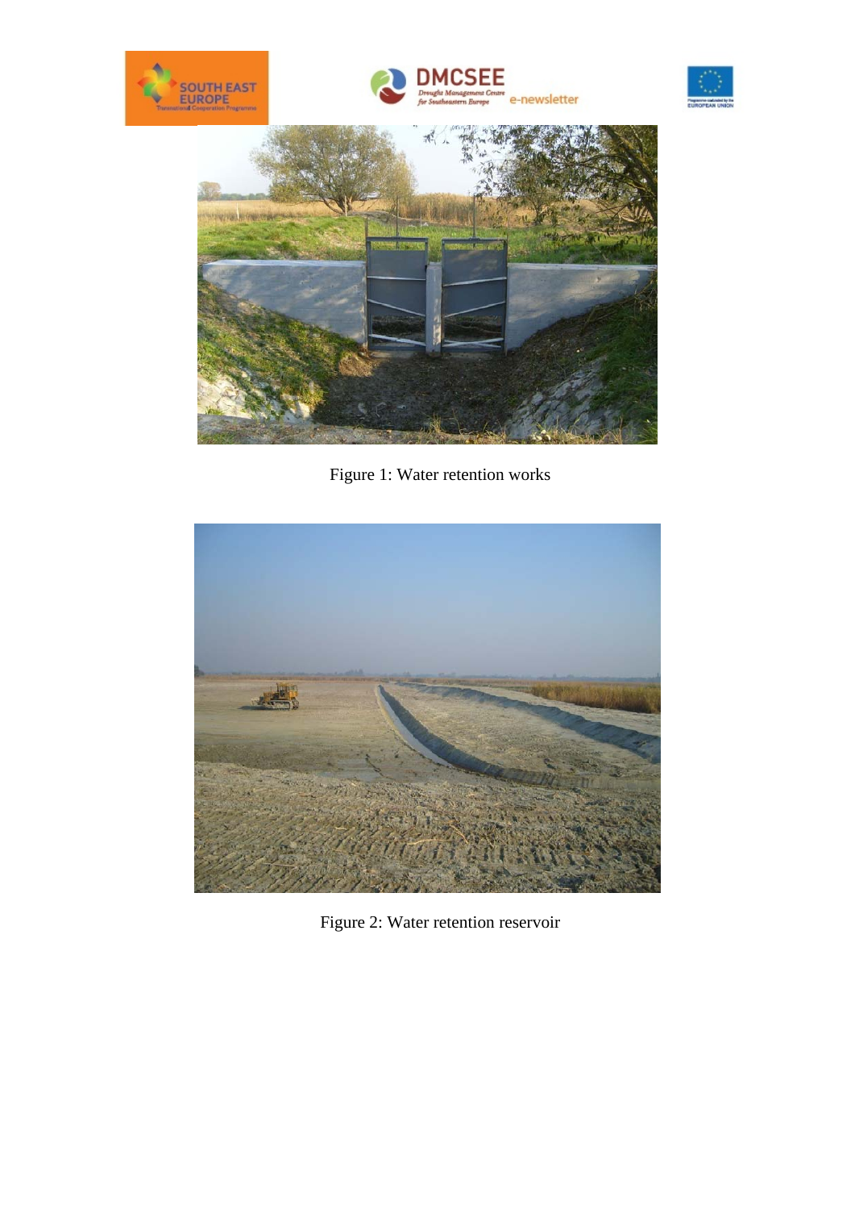Figure 1: Water retention works

Figure 2: Water retention reservoir